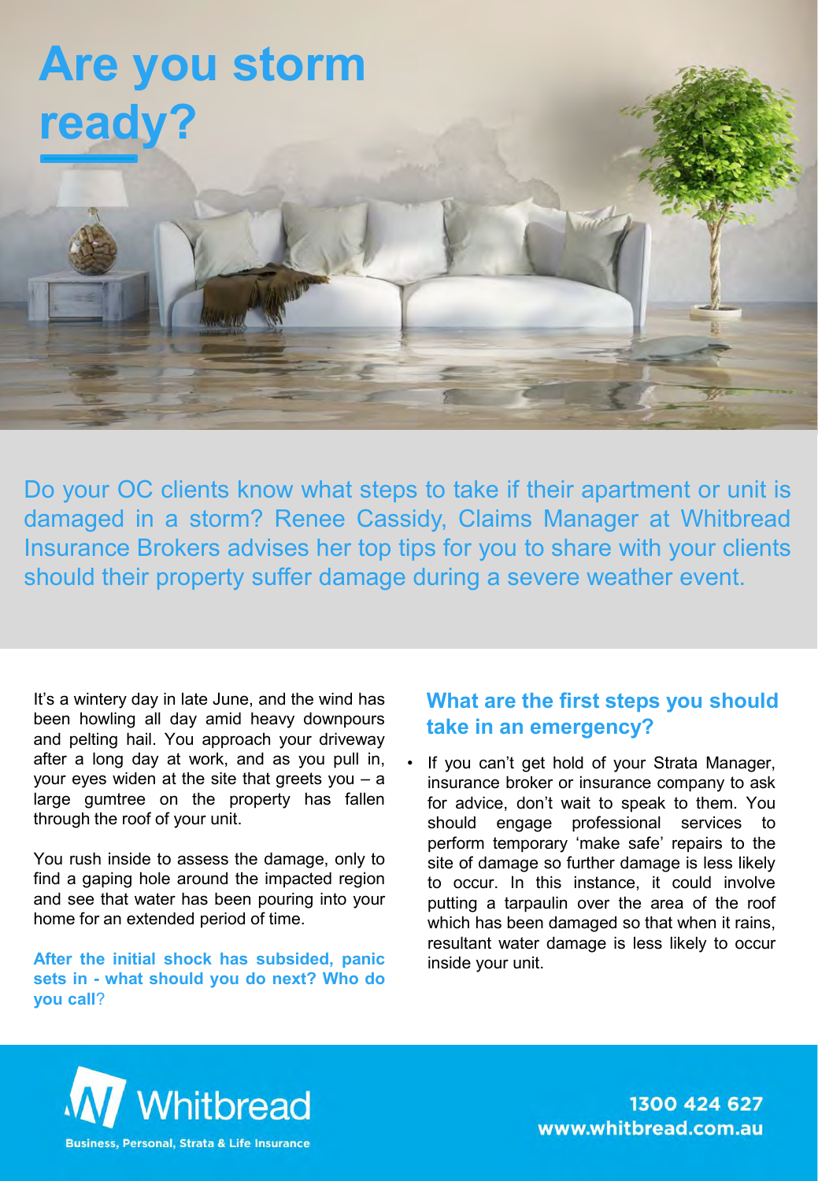# Are you storm ready?

Do your OC clients know what steps to take if their apartment or unit is damaged in a storm? Renee Cassidy, Claims Manager at Whitbread Insurance Brokers advises her top tips for you to share with your clients should their property suffer damage during a severe weather event.

It's a wintery day in late June, and the wind has been howling all day amid heavy downpours and pelting hail. You approach your driveway after a long day at work, and as you pull in, your eyes widen at the site that greets you – a large gumtree on the property has fallen through the roof of your unit.

You rush inside to assess the damage, only to find a gaping hole around the impacted region and see that water has been pouring into your home for an extended period of time.

**After the initial shock has subsided, panic sets in - what should you do next? Who do you call**?

## What are the first steps you should take in an emergency?

- If you can't get hold of your Strata Manager, insurance broker or insurance company to ask for advice, don't wait to speak to them. You should engage professional services to perform temporary 'make safe' repairs to the site of damage so further damage is less likely to occur. In this instance, it could involve putting a tarpaulin over the area of the roof which has been damaged so that when it rains, resultant water damage is less likely to occur inside your unit.

Whitbread
Business, Personal, Strata & Life Insurance

1300 424 627
www.whitbread.com.au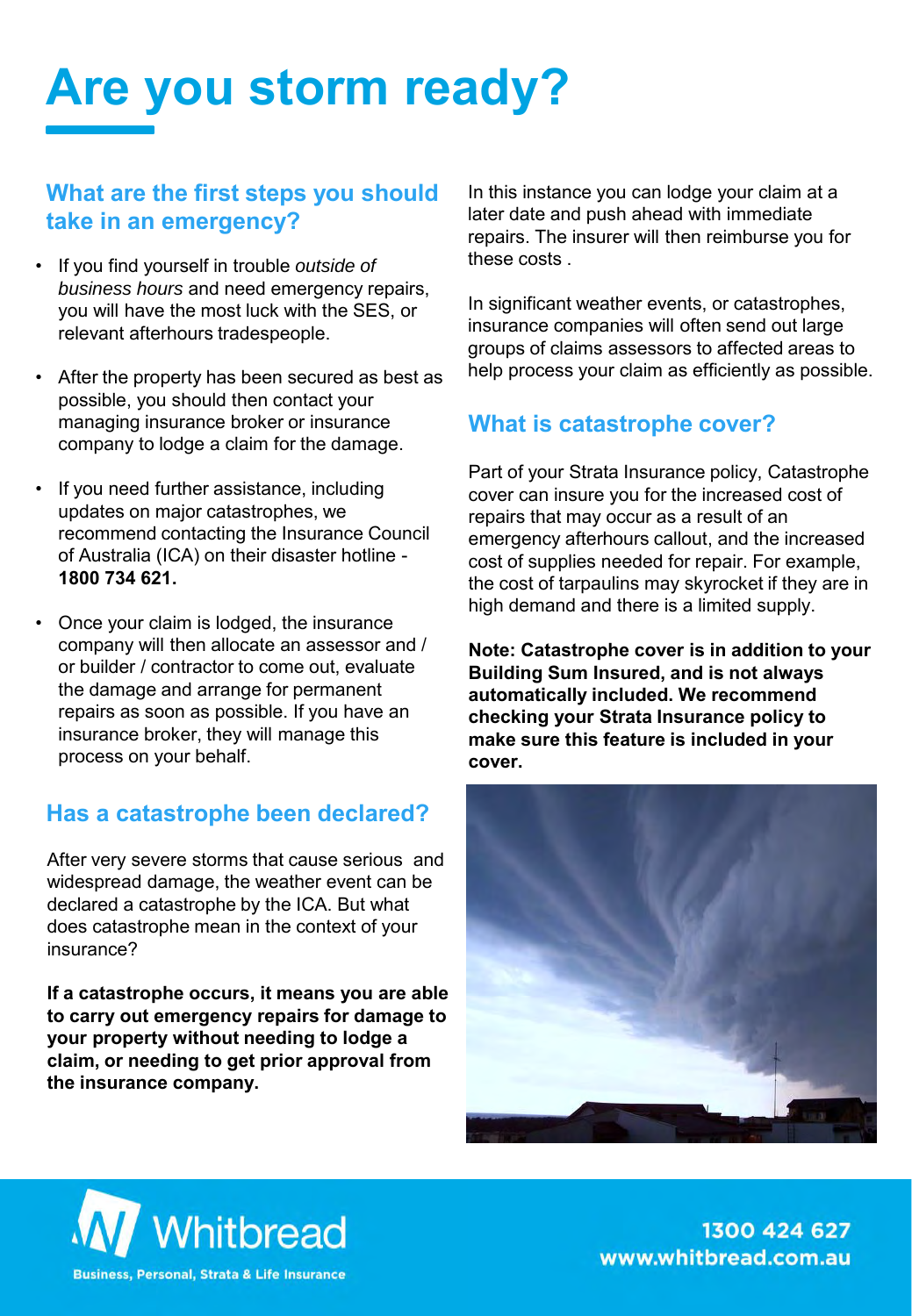# Are you storm ready?

## What are the first steps you should take in an emergency?

- If you find yourself in trouble *outside of business hours* and need emergency repairs, you will have the most luck with the SES, or relevant afterhours tradespeople.
- After the property has been secured as best as possible, you should then contact your managing insurance broker or insurance company to lodge a claim for the damage.
- If you need further assistance, including updates on major catastrophes, we recommend contacting the Insurance Council of Australia (ICA) on their disaster hotline - **1800 734 621.**
- Once your claim is lodged, the insurance company will then allocate an assessor and / or builder / contractor to come out, evaluate the damage and arrange for permanent repairs as soon as possible. If you have an insurance broker, they will manage this process on your behalf.

## Has a catastrophe been declared?

After very severe storms that cause serious and widespread damage, the weather event can be declared a catastrophe by the ICA. But what does catastrophe mean in the context of your insurance?

**If a catastrophe occurs, it means you are able to carry out emergency repairs for damage to your property without needing to lodge a claim, or needing to get prior approval from the insurance company.**

In this instance you can lodge your claim at a later date and push ahead with immediate repairs. The insurer will then reimburse you for these costs .

In significant weather events, or catastrophes, insurance companies will often send out large groups of claims assessors to affected areas to help process your claim as efficiently as possible.

## What is catastrophe cover?

Part of your Strata Insurance policy, Catastrophe cover can insure you for the increased cost of repairs that may occur as a result of an emergency afterhours callout, and the increased cost of supplies needed for repair. For example, the cost of tarpaulins may skyrocket if they are in high demand and there is a limited supply.

**Note: Catastrophe cover is in addition to your Building Sum Insured, and is not always automatically included. We recommend checking your Strata Insurance policy to make sure this feature is included in your cover.**

Whitbread

Business, Personal, Strata & Life Insurance

1300 424 627
www.whitbread.com.au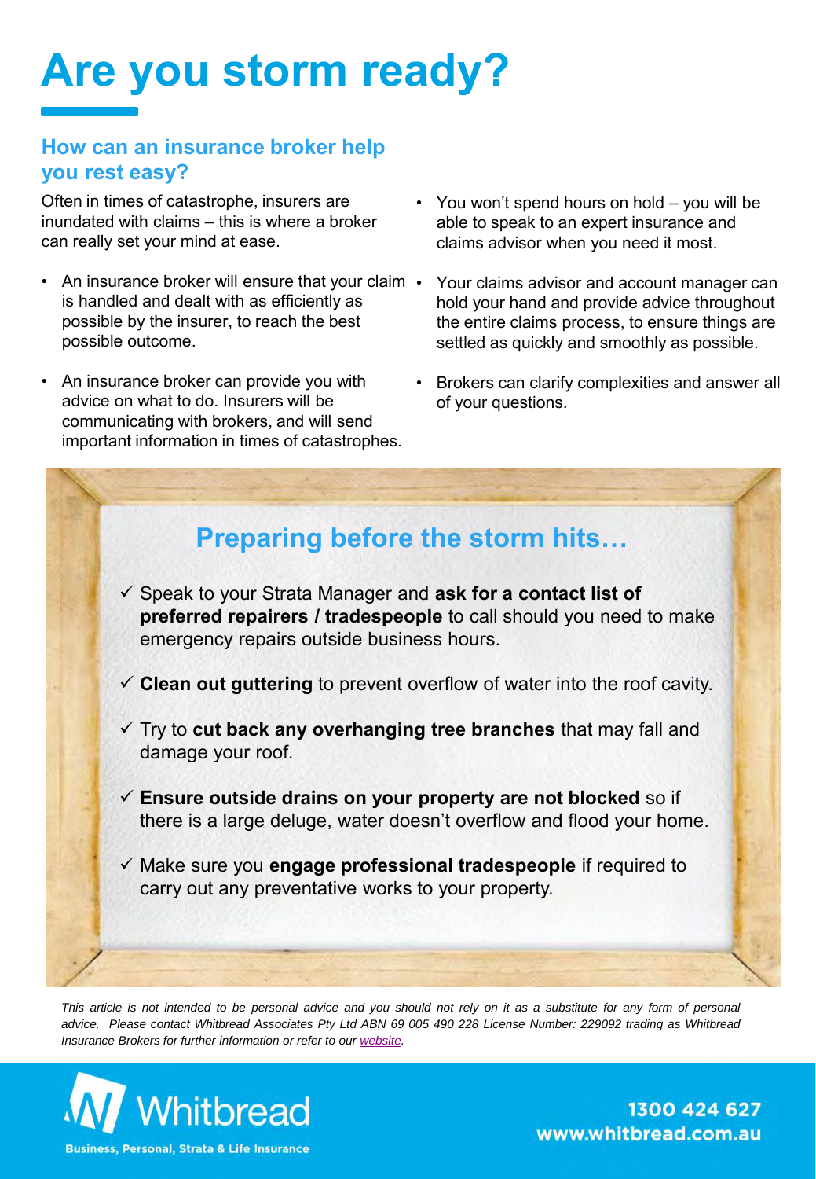# Are you storm ready?

## How can an insurance broker help you rest easy?

Often in times of catastrophe, insurers are inundated with claims – this is where a broker can really set your mind at ease.

- An insurance broker will ensure that your claim is handled and dealt with as efficiently as possible by the insurer, to reach the best possible outcome.
- An insurance broker can provide you with advice on what to do. Insurers will be communicating with brokers, and will send important information in times of catastrophes.
- You won't spend hours on hold – you will be able to speak to an expert insurance and claims advisor when you need it most.
- Your claims advisor and account manager can hold your hand and provide advice throughout the entire claims process, to ensure things are settled as quickly and smoothly as possible.
- Brokers can clarify complexities and answer all of your questions.

## Preparing before the storm hits…

- ✓ Speak to your Strata Manager and **ask for a contact list of preferred repairers / tradespeople** to call should you need to make emergency repairs outside business hours.
- ✓ **Clean out guttering** to prevent overflow of water into the roof cavity.
- ✓ Try to **cut back any overhanging tree branches** that may fall and damage your roof.
- ✓ **Ensure outside drains on your property are not blocked** so if there is a large deluge, water doesn't overflow and flood your home.
- ✓ Make sure you **engage professional tradespeople** if required to carry out any preventative works to your property.

*This article is not intended to be personal advice and you should not rely on it as a substitute for any form of personal advice. Please contact Whitbread Associates Pty Ltd ABN 69 005 490 228 License Number: 229092 trading as Whitbread Insurance Brokers for further information or refer to our website.*

Whitbread
Business, Personal, Strata & Life Insurance

1300 424 627
www.whitbread.com.au